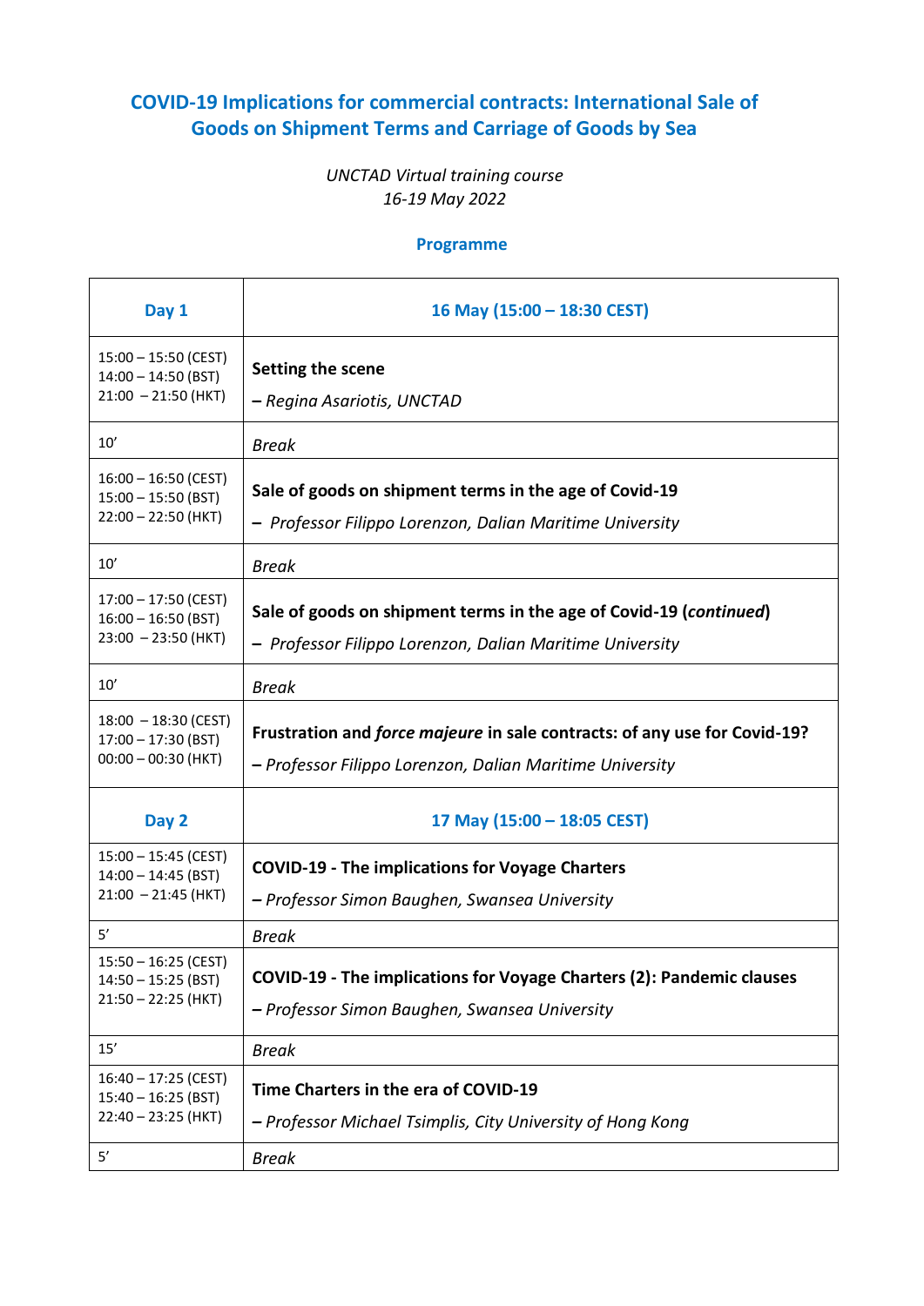# COVID-19 Implications for commercial contracts: International Sale of Goods on Shipment Terms and Carriage of Goods by Sea

*UNCTAD Virtual training course*
*16-19 May 2022*

## Programme

| **Day 1** | **16 May (15:00 – 18:30 CEST)** |
|---|---|
| 15:00 – 15:50 (CEST)<br>14:00 – 14:50 (BST)<br>21:00 – 21:50 (HKT) | **Setting the scene**<br>*– Regina Asariotis, UNCTAD* |
| 10’ | *Break* |
| 16:00 – 16:50 (CEST)<br>15:00 – 15:50 (BST)<br>22:00 – 22:50 (HKT) | **Sale of goods on shipment terms in the age of Covid-19**<br>*– Professor Filippo Lorenzon, Dalian Maritime University* |
| 10’ | *Break* |
| 17:00 – 17:50 (CEST)<br>16:00 – 16:50 (BST)<br>23:00 – 23:50 (HKT) | **Sale of goods on shipment terms in the age of Covid-19 (*continued*)**<br>*– Professor Filippo Lorenzon, Dalian Maritime University* |
| 10’ | *Break* |
| 18:00 – 18:30 (CEST)<br>17:00 – 17:30 (BST)<br>00:00 – 00:30 (HKT) | **Frustration and *force majeure* in sale contracts: of any use for Covid-19?**<br>*– Professor Filippo Lorenzon, Dalian Maritime University* |
| **Day 2** | **17 May (15:00 – 18:05 CEST)** |
| 15:00 – 15:45 (CEST)<br>14:00 – 14:45 (BST)<br>21:00 – 21:45 (HKT) | **COVID-19 - The implications for Voyage Charters**<br>*– Professor Simon Baughen, Swansea University* |
| 5’ | *Break* |
| 15:50 – 16:25 (CEST)<br>14:50 – 15:25 (BST)<br>21:50 – 22:25 (HKT) | **COVID-19 - The implications for Voyage Charters (2): Pandemic clauses**<br>*– Professor Simon Baughen, Swansea University* |
| 15’ | *Break* |
| 16:40 – 17:25 (CEST)<br>15:40 – 16:25 (BST)<br>22:40 – 23:25 (HKT) | **Time Charters in the era of COVID-19**<br>*– Professor Michael Tsimplis, City University of Hong Kong* |
| 5’ | *Break* |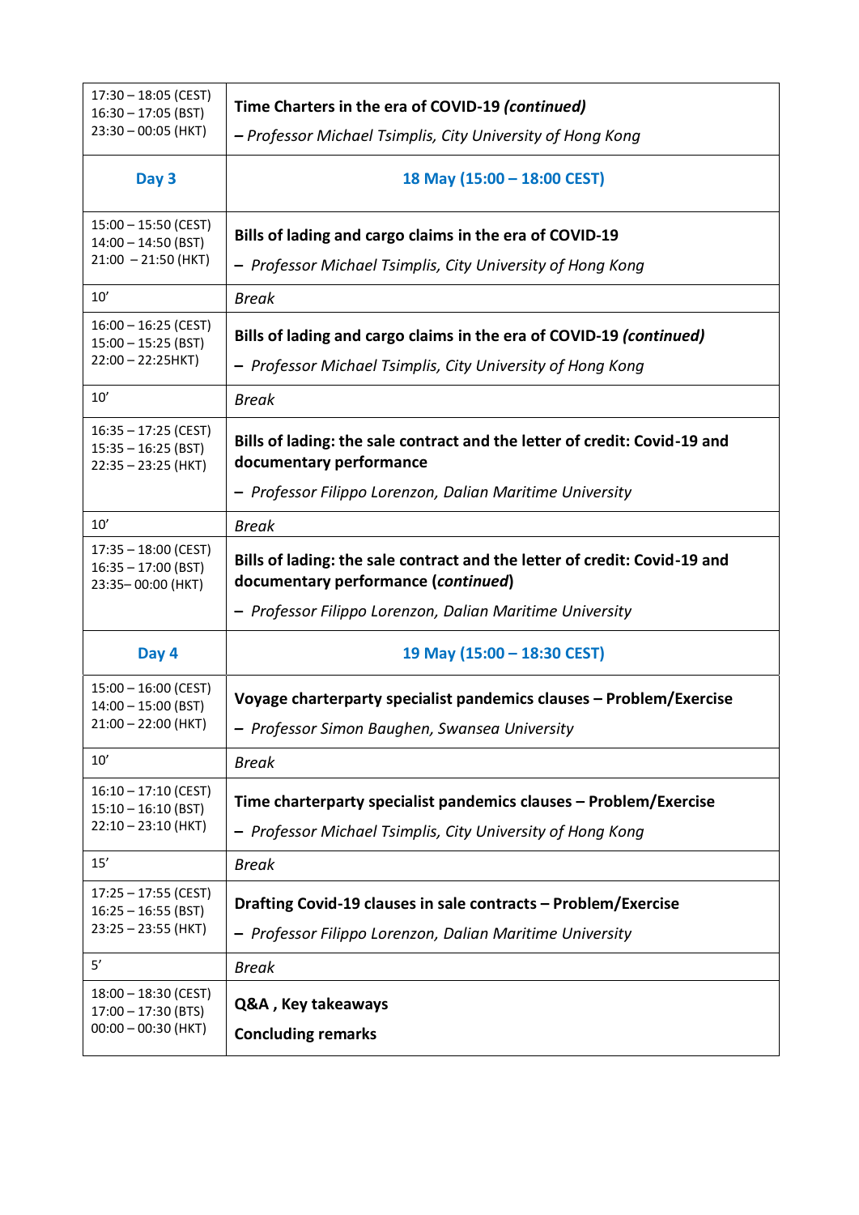| | |
|---|---|
| 17:30 – 18:05 (CEST)<br>16:30 – 17:05 (BST)<br>23:30 – 00:05 (HKT) | **Time Charters in the era of COVID-19 *(continued)***<br>– *Professor Michael Tsimplis, City University of Hong Kong* |
| **Day 3** | **18 May (15:00 – 18:00 CEST)** |
| 15:00 – 15:50 (CEST)<br>14:00 – 14:50 (BST)<br>21:00 – 21:50 (HKT) | **Bills of lading and cargo claims in the era of COVID-19**<br>– *Professor Michael Tsimplis, City University of Hong Kong* |
| 10′ | *Break* |
| 16:00 – 16:25 (CEST)<br>15:00 – 15:25 (BST)<br>22:00 – 22:25HKT) | **Bills of lading and cargo claims in the era of COVID-19 *(continued)***<br>– *Professor Michael Tsimplis, City University of Hong Kong* |
| 10′ | *Break* |
| 16:35 – 17:25 (CEST)<br>15:35 – 16:25 (BST)<br>22:35 – 23:25 (HKT) | **Bills of lading: the sale contract and the letter of credit: Covid-19 and documentary performance**<br>– *Professor Filippo Lorenzon, Dalian Maritime University* |
| 10′ | *Break* |
| 17:35 – 18:00 (CEST)<br>16:35 – 17:00 (BST)<br>23:35– 00:00 (HKT) | **Bills of lading: the sale contract and the letter of credit: Covid-19 and documentary performance (*continued*)**<br>– *Professor Filippo Lorenzon, Dalian Maritime University* |
| **Day 4** | **19 May (15:00 – 18:30 CEST)** |
| 15:00 – 16:00 (CEST)<br>14:00 – 15:00 (BST)<br>21:00 – 22:00 (HKT) | **Voyage charterparty specialist pandemics clauses – Problem/Exercise**<br>– *Professor Simon Baughen, Swansea University* |
| 10′ | *Break* |
| 16:10 – 17:10 (CEST)<br>15:10 – 16:10 (BST)<br>22:10 – 23:10 (HKT) | **Time charterparty specialist pandemics clauses – Problem/Exercise**<br>– *Professor Michael Tsimplis, City University of Hong Kong* |
| 15′ | *Break* |
| 17:25 – 17:55 (CEST)<br>16:25 – 16:55 (BST)<br>23:25 – 23:55 (HKT) | **Drafting Covid-19 clauses in sale contracts – Problem/Exercise**<br>– *Professor Filippo Lorenzon, Dalian Maritime University* |
| 5′ | *Break* |
| 18:00 – 18:30 (CEST)<br>17:00 – 17:30 (BTS)<br>00:00 – 00:30 (HKT) | **Q&A , Key takeaways**<br>**Concluding remarks** |